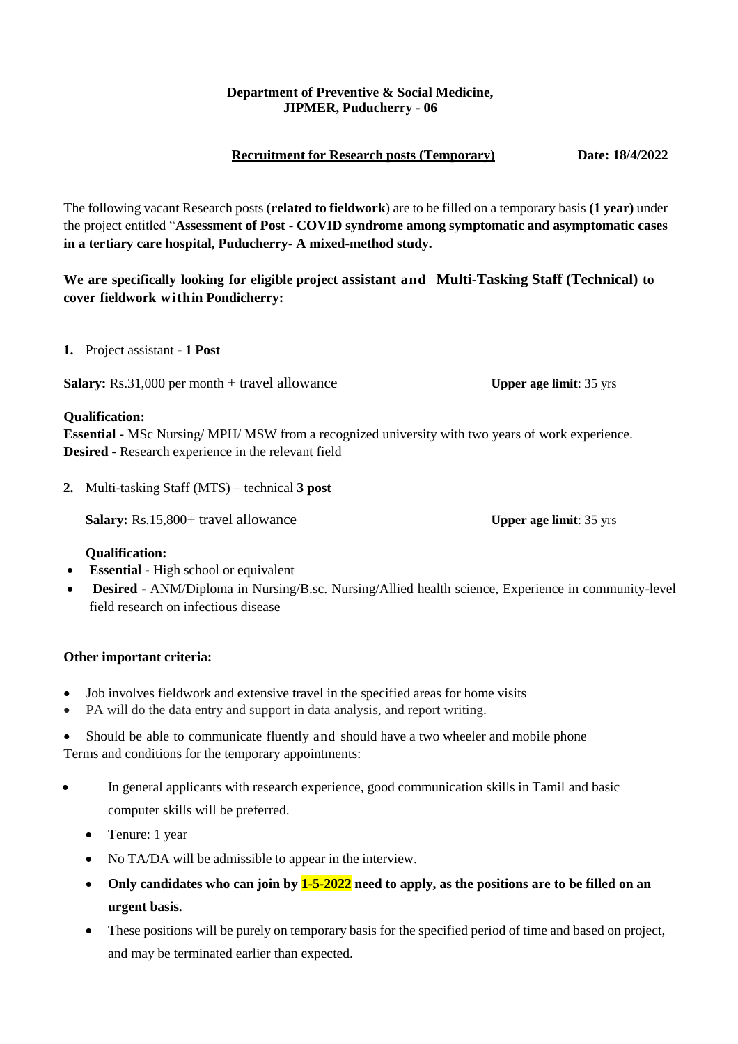**Department of Preventive & Social Medicine,**
**JIPMER, Puducherry - 06**

**Recruitment for Research posts (Temporary)** **Date: 18/4/2022**

The following vacant Research posts (**related to fieldwork**) are to be filled on a temporary basis **(1 year)** under the project entitled "**Assessment of Post - COVID syndrome among symptomatic and asymptomatic cases in a tertiary care hospital, Puducherry- A mixed-method study.**

**We are specifically looking for eligible project assistant and Multi-Tasking Staff (Technical) to cover fieldwork within Pondicherry:**

**1.** Project assistant **- 1 Post**

**Salary:** Rs.31,000 per month + travel allowance **Upper age limit**: 35 yrs

**Qualification:**
**Essential** - MSc Nursing/ MPH/ MSW from a recognized university with two years of work experience.
**Desired** - Research experience in the relevant field

**2.** Multi-tasking Staff (MTS) – technical **3 post**

**Salary:** Rs.15,800+ travel allowance **Upper age limit**: 35 yrs

**Qualification:**

- **Essential** - High school or equivalent
- **Desired** - ANM/Diploma in Nursing/B.sc. Nursing/Allied health science, Experience in community-level field research on infectious disease

**Other important criteria:**

- Job involves fieldwork and extensive travel in the specified areas for home visits
- PA will do the data entry and support in data analysis, and report writing.
- Should be able to communicate fluently and should have a two wheeler and mobile phone

Terms and conditions for the temporary appointments:

- In general applicants with research experience, good communication skills in Tamil and basic computer skills will be preferred.
- Tenure: 1 year
- No TA/DA will be admissible to appear in the interview.
- **Only candidates who can join by 1-5-2022 need to apply, as the positions are to be filled on an urgent basis.**
- These positions will be purely on temporary basis for the specified period of time and based on project, and may be terminated earlier than expected.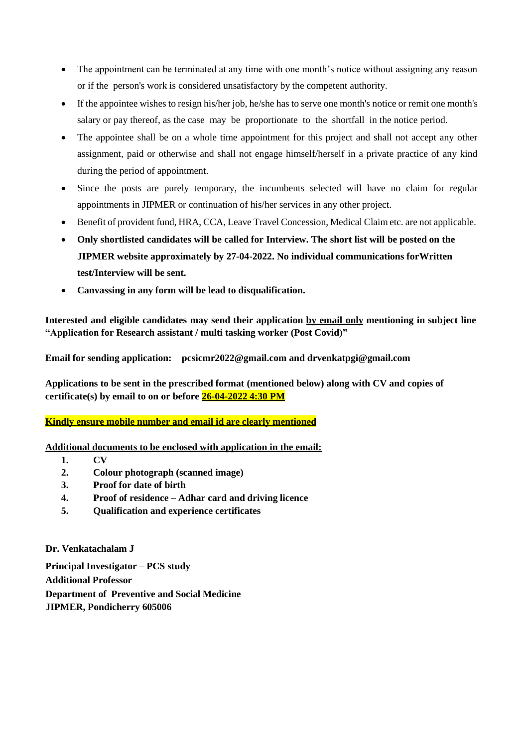- The appointment can be terminated at any time with one month's notice without assigning any reason or if the person's work is considered unsatisfactory by the competent authority.
- If the appointee wishes to resign his/her job, he/she has to serve one month's notice or remit one month's salary or pay thereof, as the case may be proportionate to the shortfall in the notice period.
- The appointee shall be on a whole time appointment for this project and shall not accept any other assignment, paid or otherwise and shall not engage himself/herself in a private practice of any kind during the period of appointment.
- Since the posts are purely temporary, the incumbents selected will have no claim for regular appointments in JIPMER or continuation of his/her services in any other project.
- Benefit of provident fund, HRA, CCA, Leave Travel Concession, Medical Claim etc. are not applicable.
- **Only shortlisted candidates will be called for Interview. The short list will be posted on the JIPMER website approximately by 27-04-2022. No individual communications forWritten test/Interview will be sent.**
- **Canvassing in any form will be lead to disqualification.**

**Interested and eligible candidates may send their application <u>by email only</u> mentioning in subject line "Application for Research assistant / multi tasking worker (Post Covid)"**

**Email for sending application: pcsicmr2022@gmail.com and drvenkatpgi@gmail.com**

**Applications to be sent in the prescribed format (mentioned below) along with CV and copies of certificate(s) by email to on or before <u>26-04-2022 4:30 PM</u>**

**<u>Kindly ensure mobile number and email id are clearly mentioned</u>**

**<u>Additional documents to be enclosed with application in the email:</u>**

1. **CV**
2. **Colour photograph (scanned image)**
3. **Proof for date of birth**
4. **Proof of residence – Adhar card and driving licence**
5. **Qualification and experience certificates**

**Dr. Venkatachalam J**

**Principal Investigator – PCS study**
**Additional Professor**
**Department of Preventive and Social Medicine**
**JIPMER, Pondicherry 605006**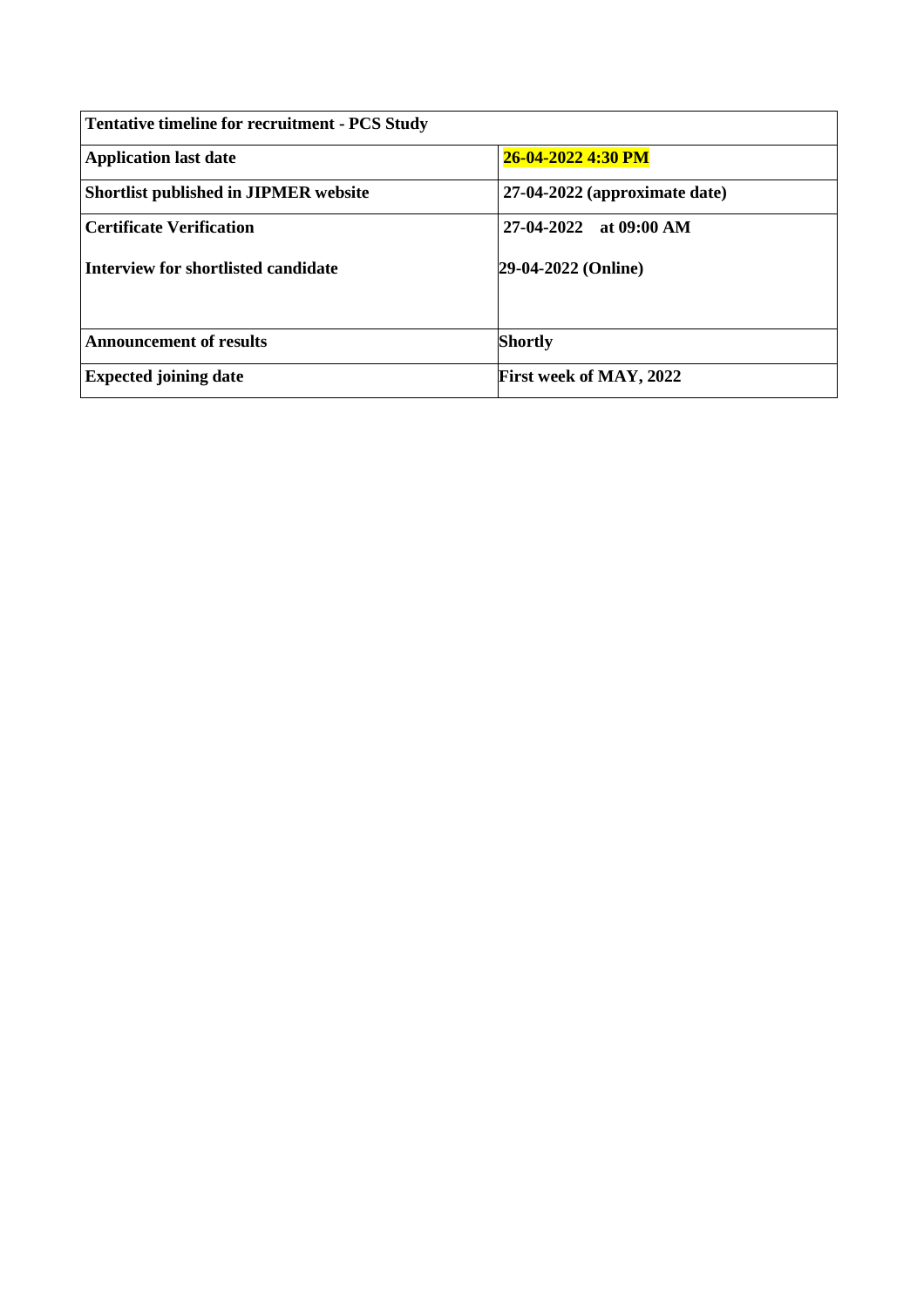| **Tentative timeline for recruitment - PCS Study** | |
|---|---|
| **Application last date** | **26-04-2022 4:30 PM** |
| **Shortlist published in JIPMER website** | **27-04-2022 (approximate date)** |
| **Certificate Verification** | **27-04-2022 at 09:00 AM** |
| **Interview for shortlisted candidate** | **29-04-2022 (Online)** |
| **Announcement of results** | **Shortly** |
| **Expected joining date** | **First week of MAY, 2022** |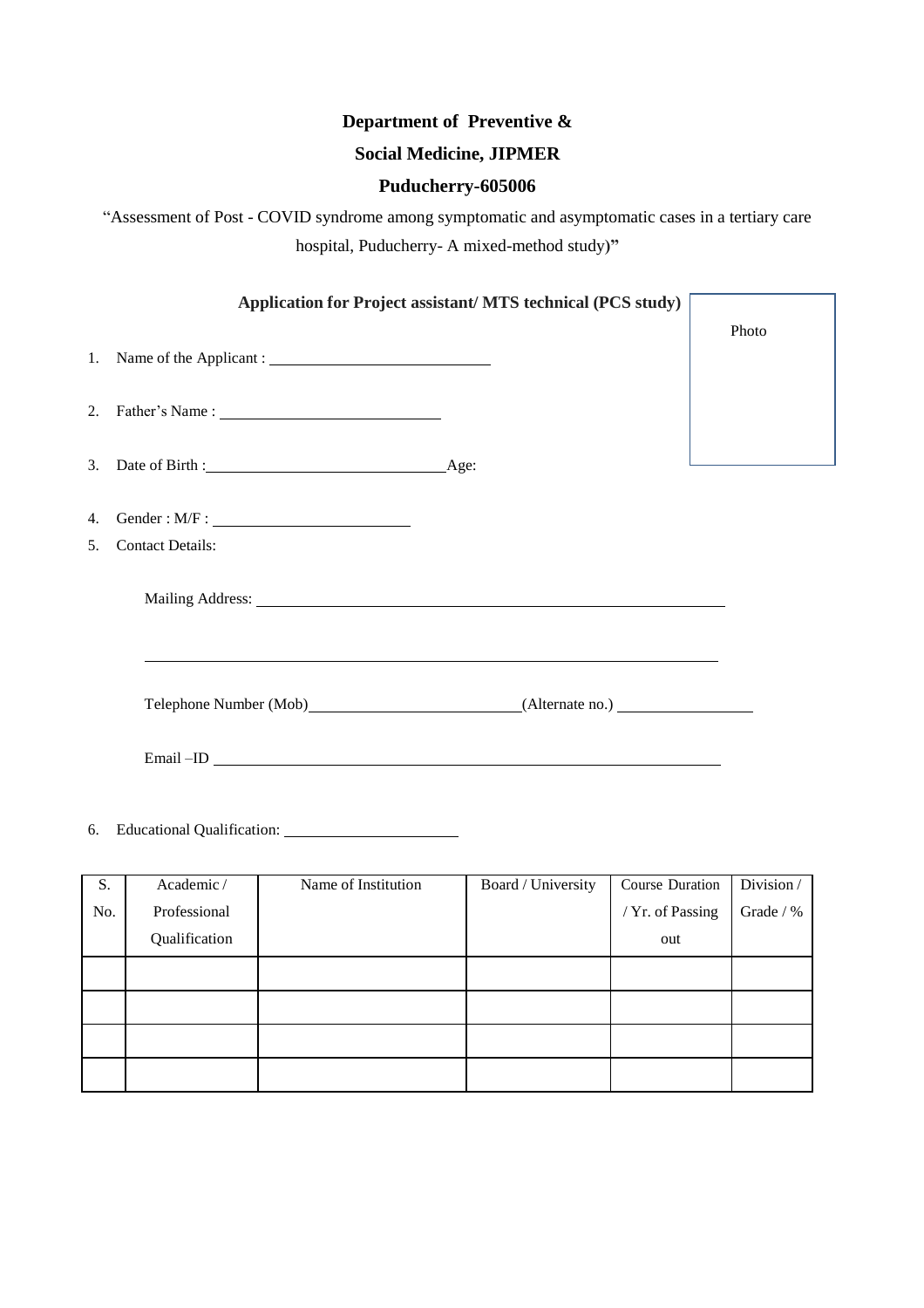**Department of Preventive &**

**Social Medicine, JIPMER**

**Puducherry-605006**

"Assessment of Post - COVID syndrome among symptomatic and asymptomatic cases in a tertiary care hospital, Puducherry- A mixed-method study)"

**Application for Project assistant/ MTS technical (PCS study)**

Photo

1. Name of the Applicant : ____________________________

2. Father's Name : ____________________________

3. Date of Birth : ______________________________ Age:

4. Gender : M/F : ____________________________

5. Contact Details:

   Mailing Address: ____________________________________________________________

   ____________________________________________________________

   Telephone Number (Mob)____________________________ (Alternate no.) ____________________

   Email –ID ____________________________________________________________

6. Educational Qualification: ________________________

| S. No. | Academic / Professional Qualification | Name of Institution | Board / University | Course Duration / Yr. of Passing out | Division / Grade / % |
|---|---|---|---|---|---|
| | | | | | |
| | | | | | |
| | | | | | |
| | | | | | |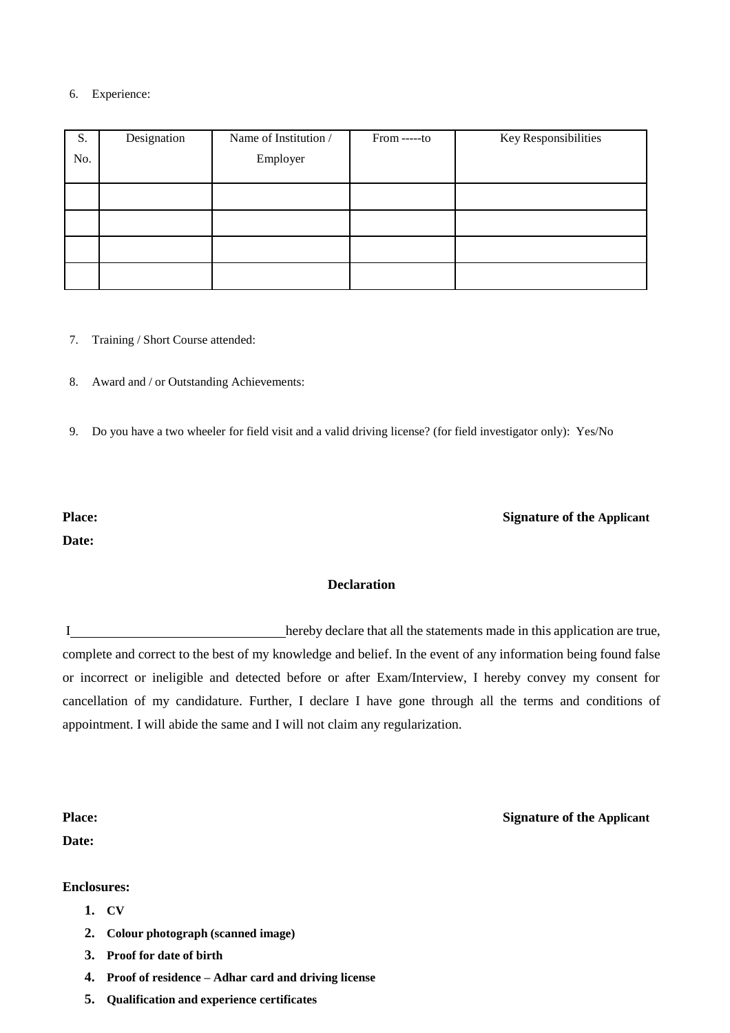6. Experience:

| S. No. | Designation | Name of Institution / Employer | From -----to | Key Responsibilities |
|---|---|---|---|---|
| | | | | |
| | | | | |
| | | | | |
| | | | | |

7. Training / Short Course attended:

8. Award and / or Outstanding Achievements:

9. Do you have a two wheeler for field visit and a valid driving license? (for field investigator only): Yes/No

**Place:** **Signature of the Applicant**

**Date:**

**Declaration**

I________________________________hereby declare that all the statements made in this application are true, complete and correct to the best of my knowledge and belief. In the event of any information being found false or incorrect or ineligible and detected before or after Exam/Interview, I hereby convey my consent for cancellation of my candidature. Further, I declare I have gone through all the terms and conditions of appointment. I will abide the same and I will not claim any regularization.

**Place:** **Signature of the Applicant**

**Date:**

**Enclosures:**

1. **CV**
2. **Colour photograph (scanned image)**
3. **Proof for date of birth**
4. **Proof of residence – Adhar card and driving license**
5. **Qualification and experience certificates**